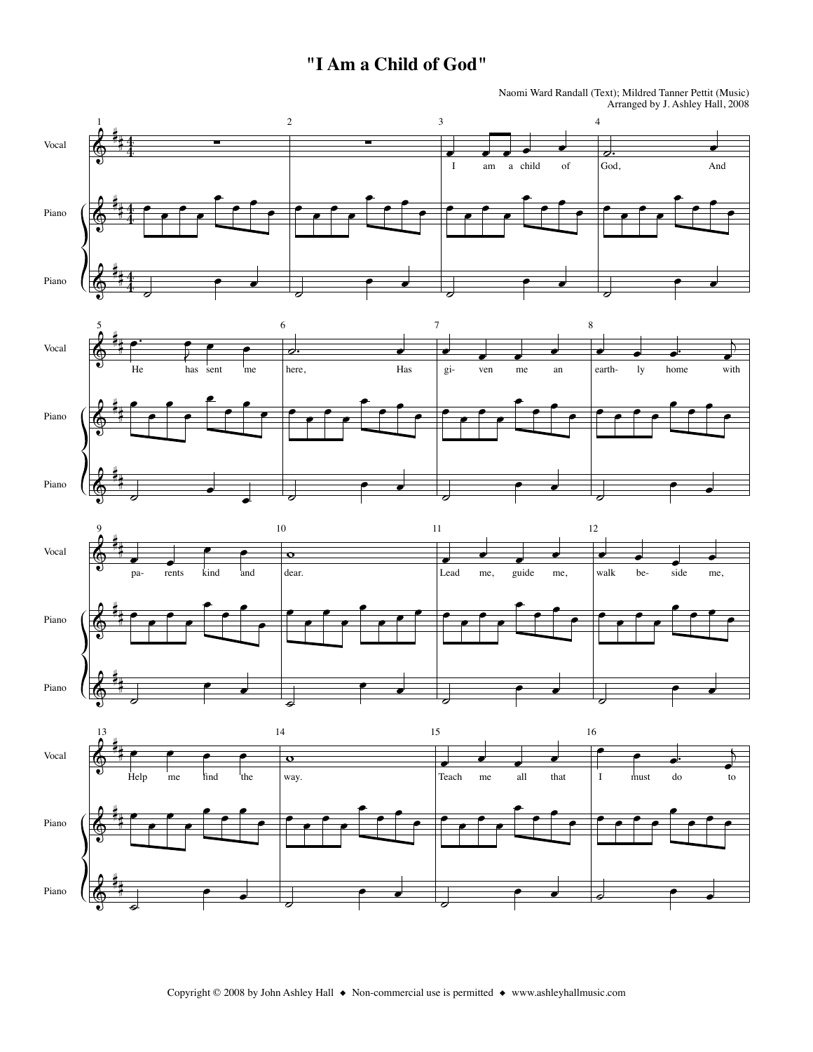# "I Am a Child of God"

Naomi Ward Randall (Text); Mildred Tanner Pettit (Music)
Arranged by J. Ashley Hall, 2008

Copyright © 2008 by John Ashley Hall ◆ Non-commercial use is permitted ◆ www.ashleyhallmusic.com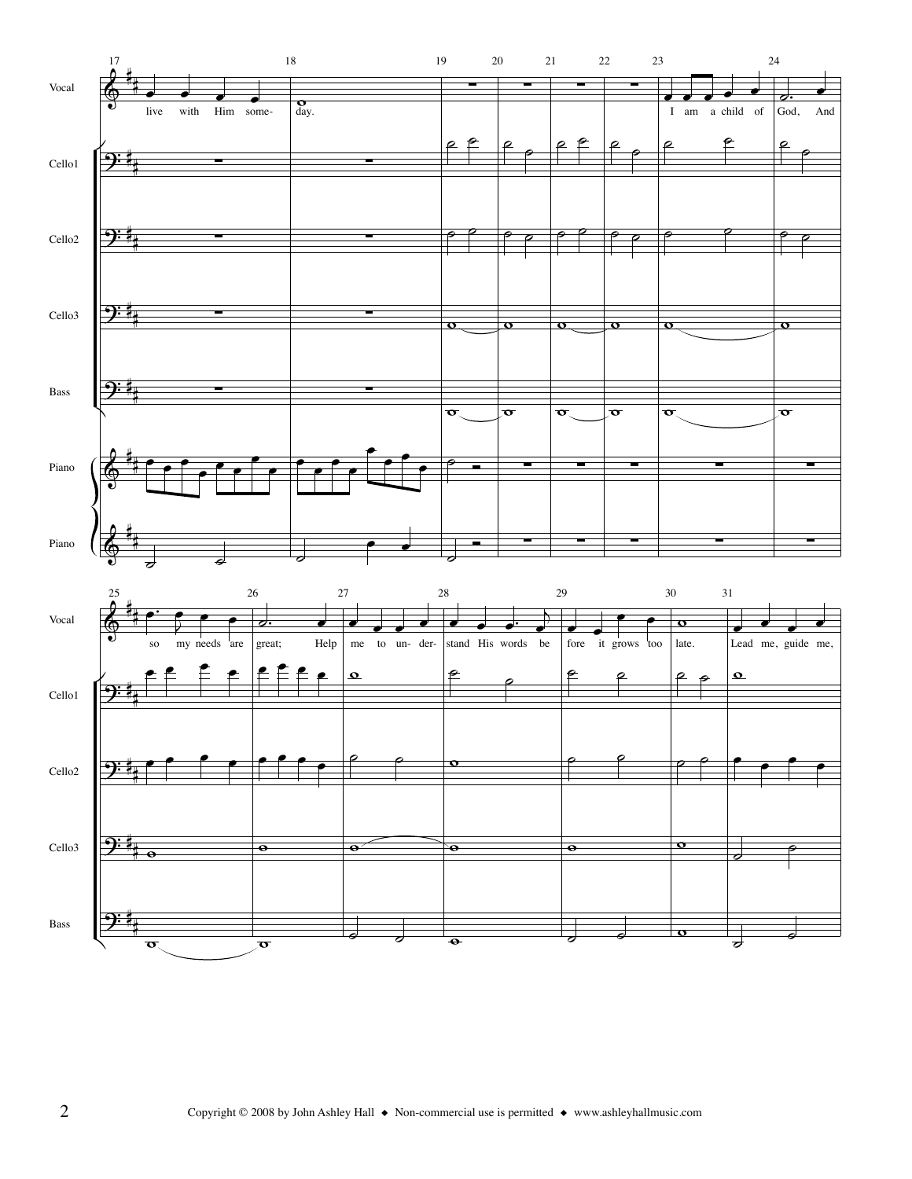17 18 19 20 21 22 23 24

Vocal: live with Him some- day. I am a child of God, And

Cello1

Cello2

Cello3

Bass

Piano

Piano

25 26 27 28 29 30 31

Vocal: so my needs are great; Help me to un- der- stand His words be fore it grows too late. Lead me, guide me,

Cello1

Cello2

Cello3

Bass

Copyright © 2008 by John Ashley Hall ◆ Non-commercial use is permitted ◆ www.ashleyhallmusic.com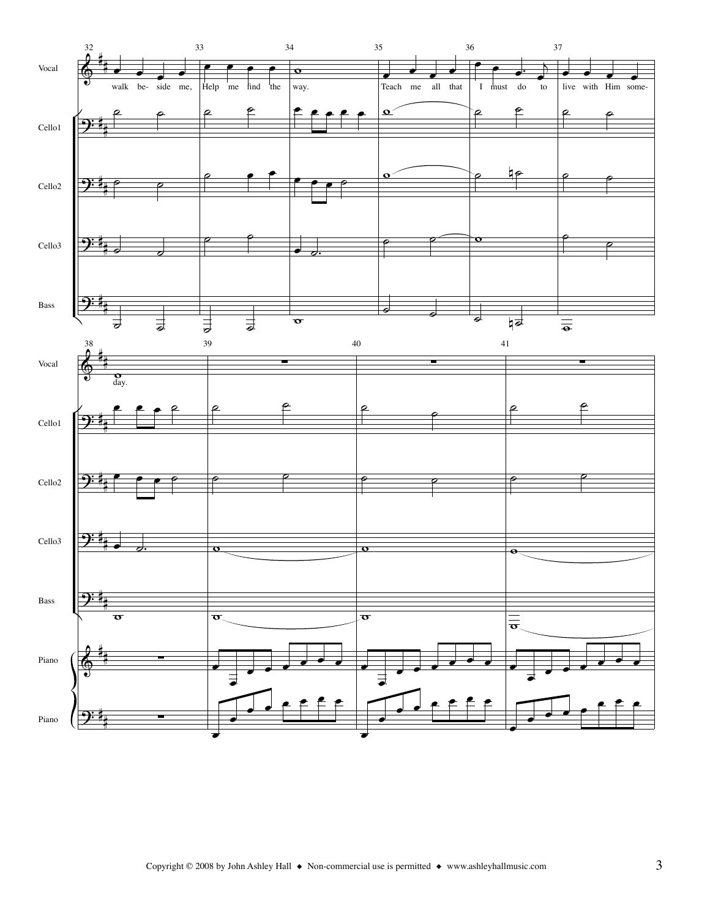Vocal

walk be- side me, Help me find the way.

Teach me all that I must do to live with Him some- day.

Cello1

Cello2

Cello3

Bass

Piano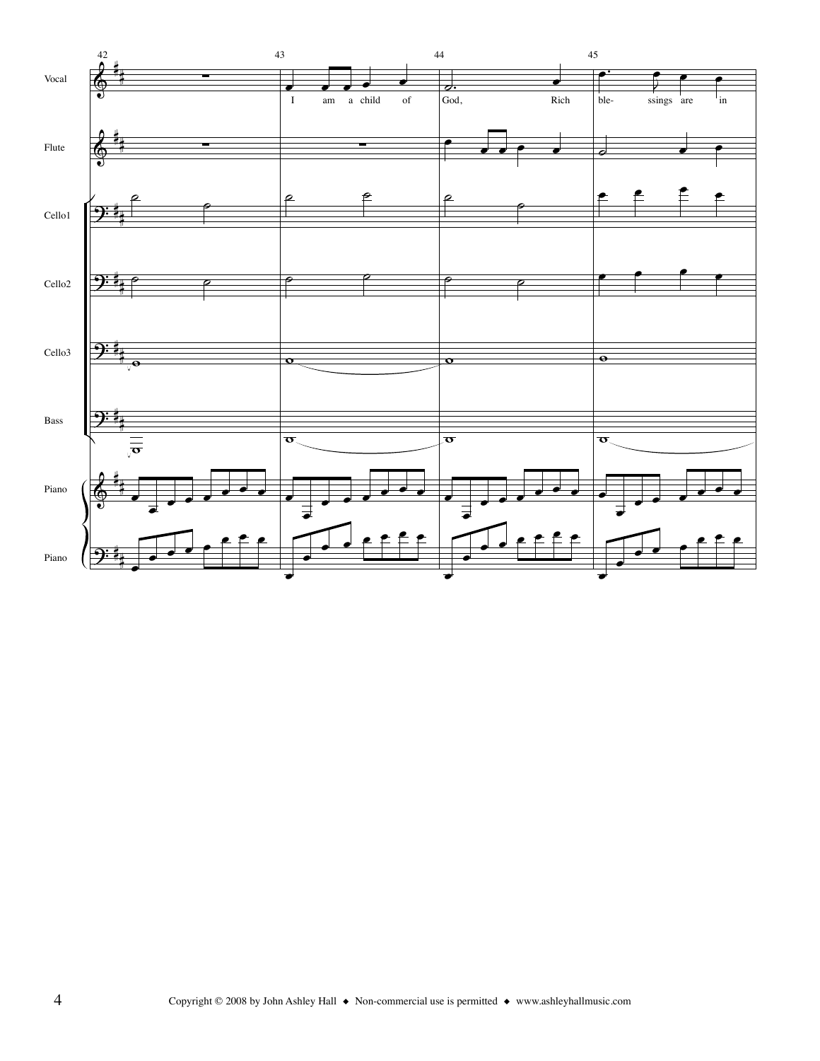42 43 44 45

Vocal

I am a child of God, Rich ble- ssings are in

Flute

Cello1

Cello2

Cello3

Bass

Piano

Piano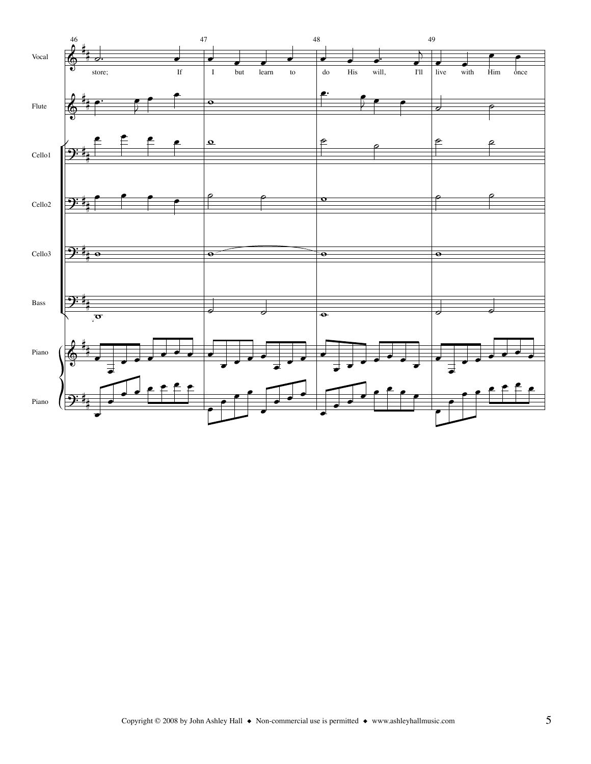46 47 48 49

Vocal

store; If I but learn to do His will, I'll live with Him once

Flute

Cello1

Cello2

Cello3

Bass

Piano

Piano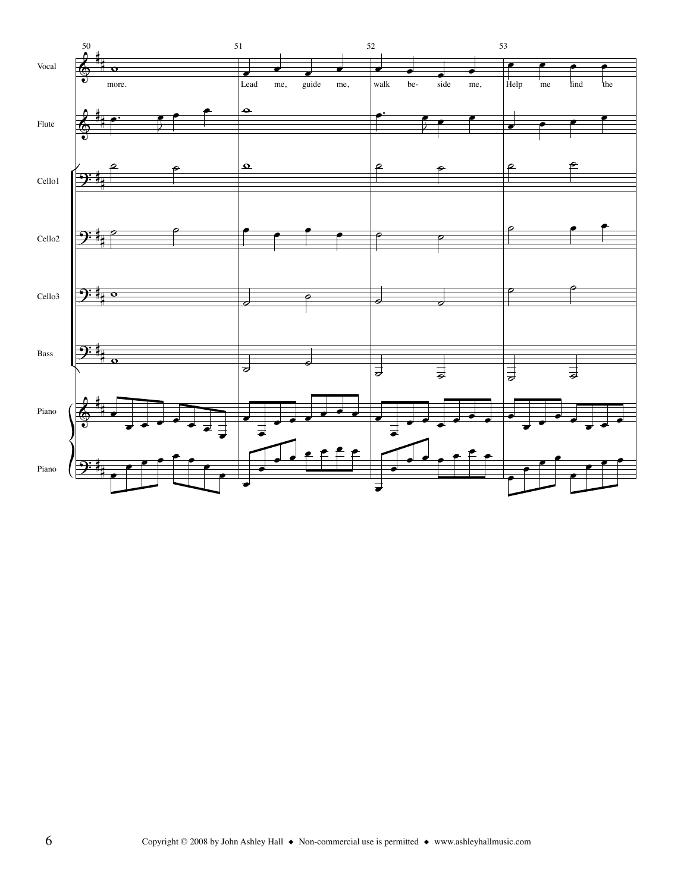50 51 52 53

Vocal

more. Lead me, guide me, walk be- side me, Help me find the

Flute

Cello1

Cello2

Cello3

Bass

Piano

Piano

Copyright © 2008 by John Ashley Hall ◆ Non-commercial use is permitted ◆ www.ashleyhallmusic.com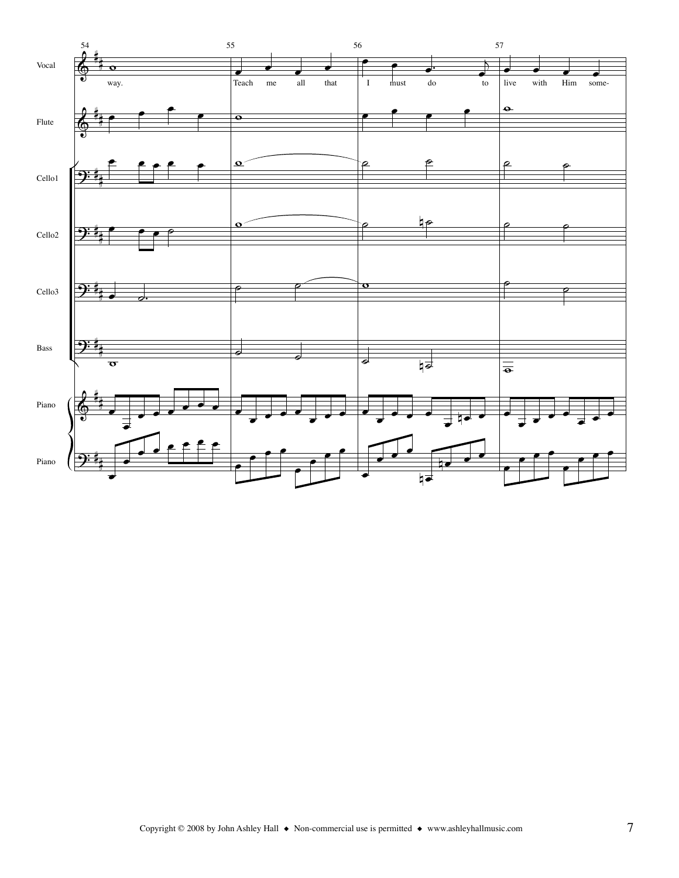54 55 56 57

Vocal

way. Teach me all that I must do to live with Him some-

Flute

Cello1

Cello2

Cello3

Bass

Piano

Piano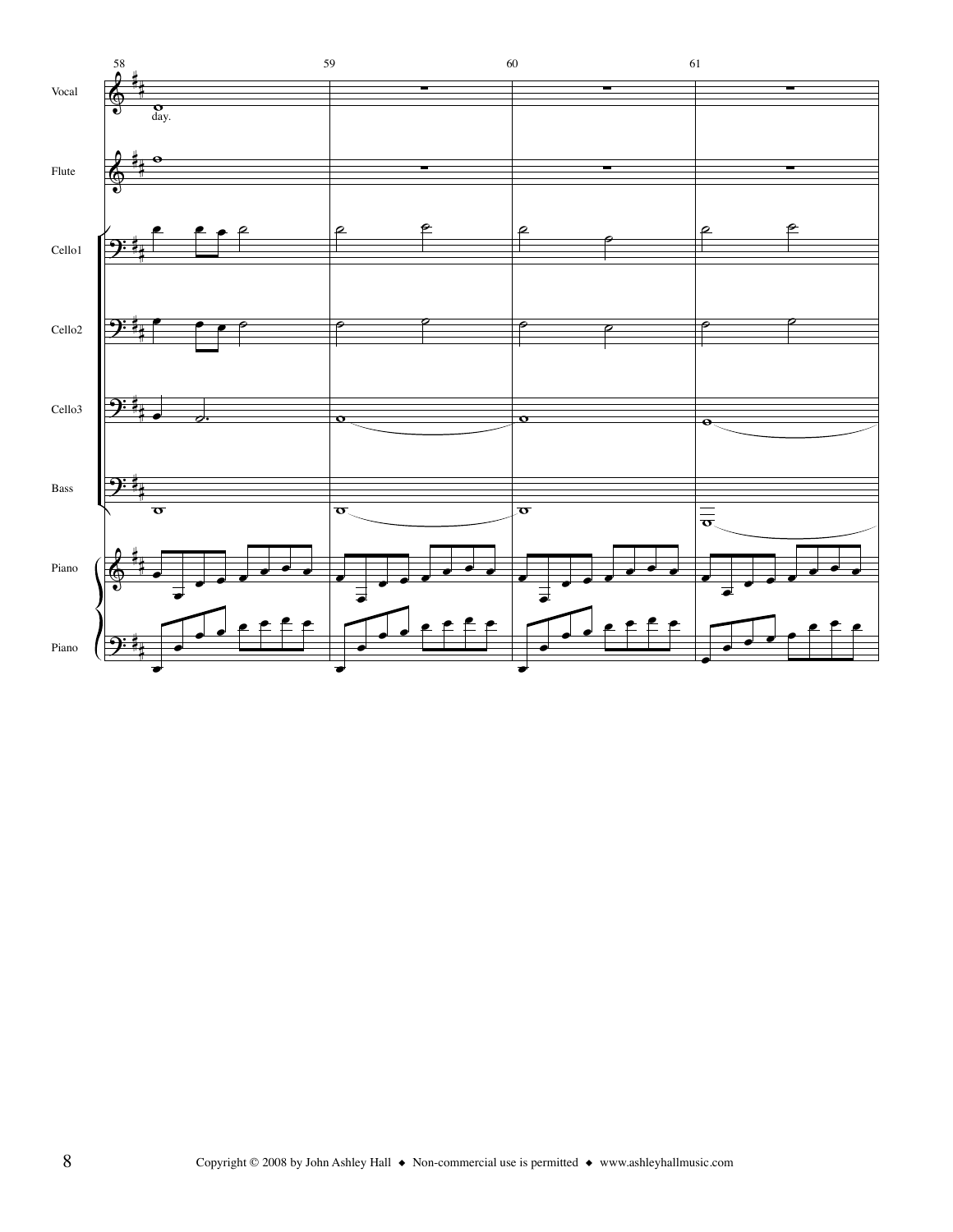58 59 60 61

Vocal

day.

Flute

Cello1

Cello2

Cello3

Bass

Piano

Piano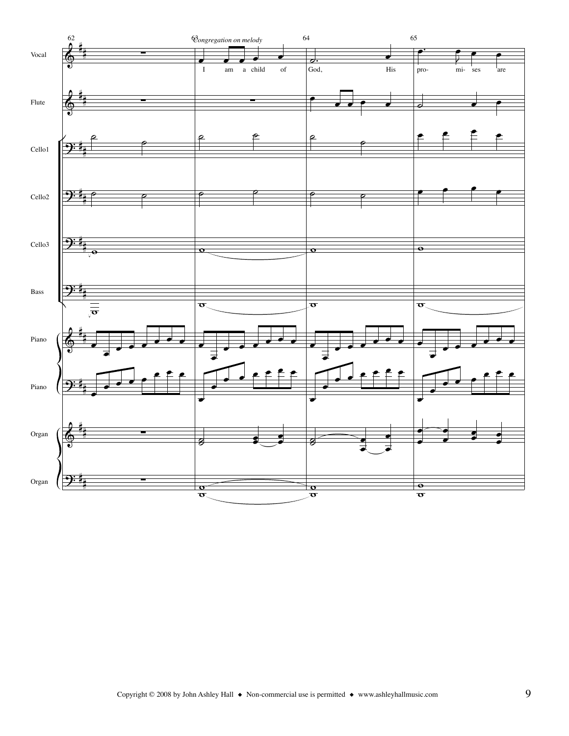62 63 64 65

*Congregation on melody*

Vocal

I am a child of God, His pro- mi- ses are

Flute

Cello1

Cello2

Cello3

Bass

Piano

Piano

Organ

Organ

Copyright © 2008 by John Ashley Hall ◆ Non-commercial use is permitted ◆ www.ashleyhallmusic.com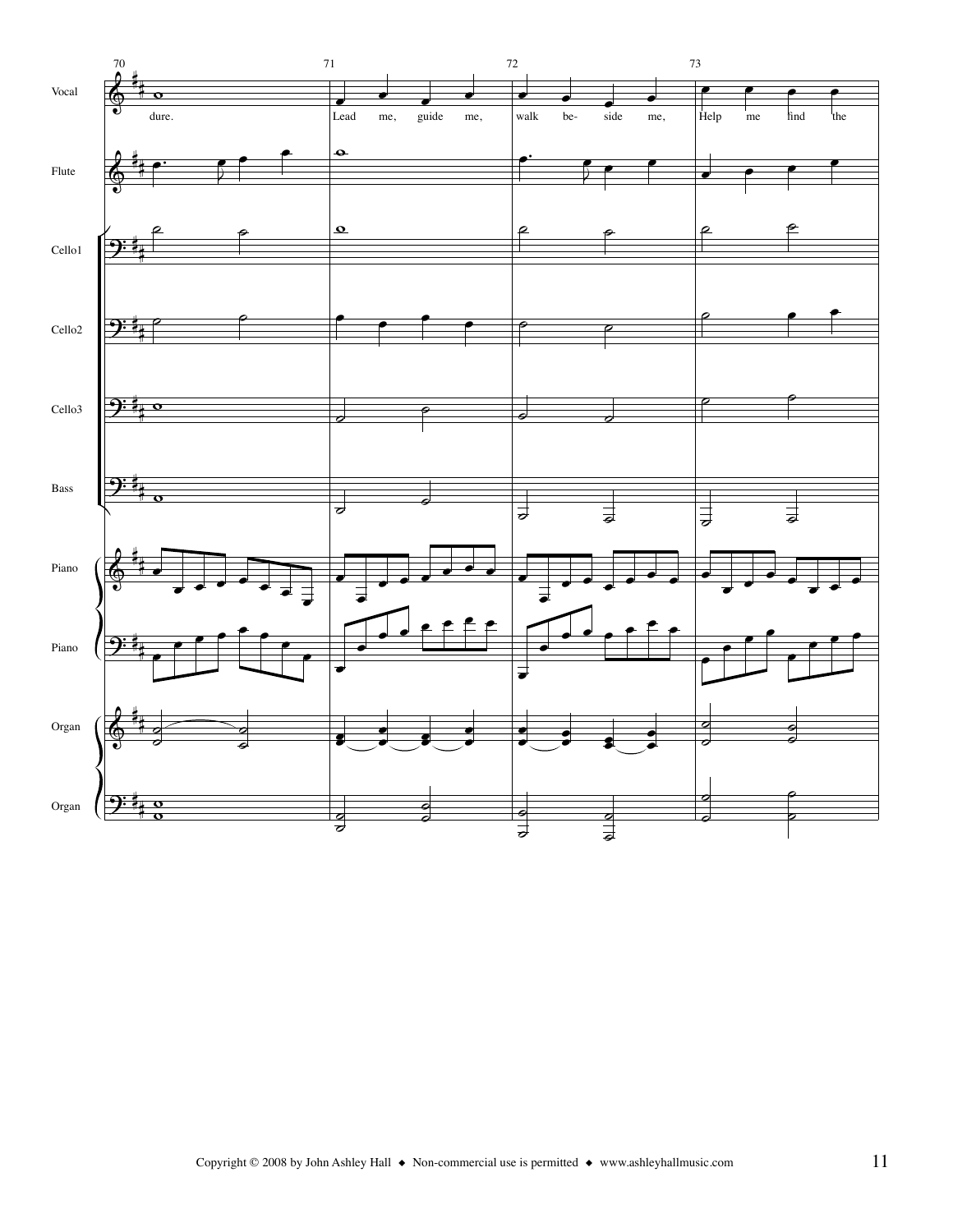70 71 72 73

Vocal

dure. Lead me, guide me, walk be- side me, Help me find the

Flute

Cello1

Cello2

Cello3

Bass

Piano

Piano

Organ

Organ

Copyright © 2008 by John Ashley Hall ◆ Non-commercial use is permitted ◆ www.ashleyhallmusic.com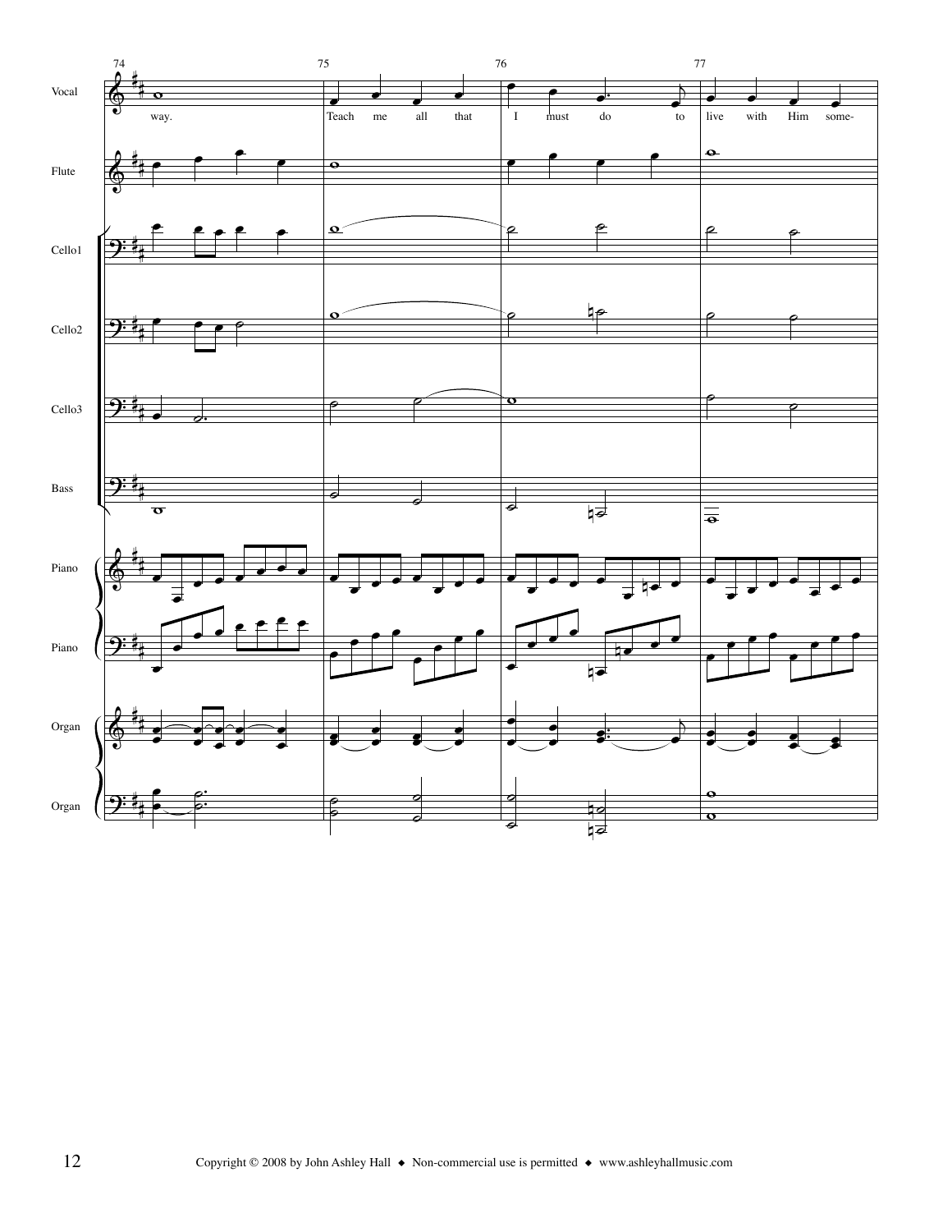74 75 76 77

Vocal

way. Teach me all that I must do to live with Him some-

Flute

Cello1

Cello2

Cello3

Bass

Piano

Piano

Organ

Organ

Copyright © 2008 by John Ashley Hall ◆ Non-commercial use is permitted ◆ www.ashleyhallmusic.com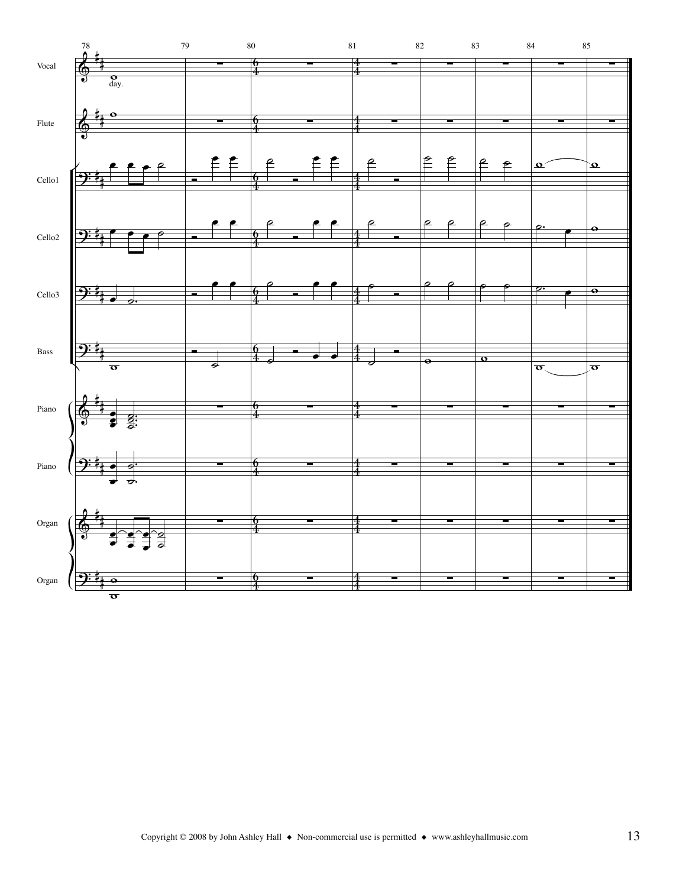78 79 80 81 82 83 84 85

Vocal

day.

Flute

Cello1

Cello2

Cello3

Bass

Piano

Piano

Organ

Organ